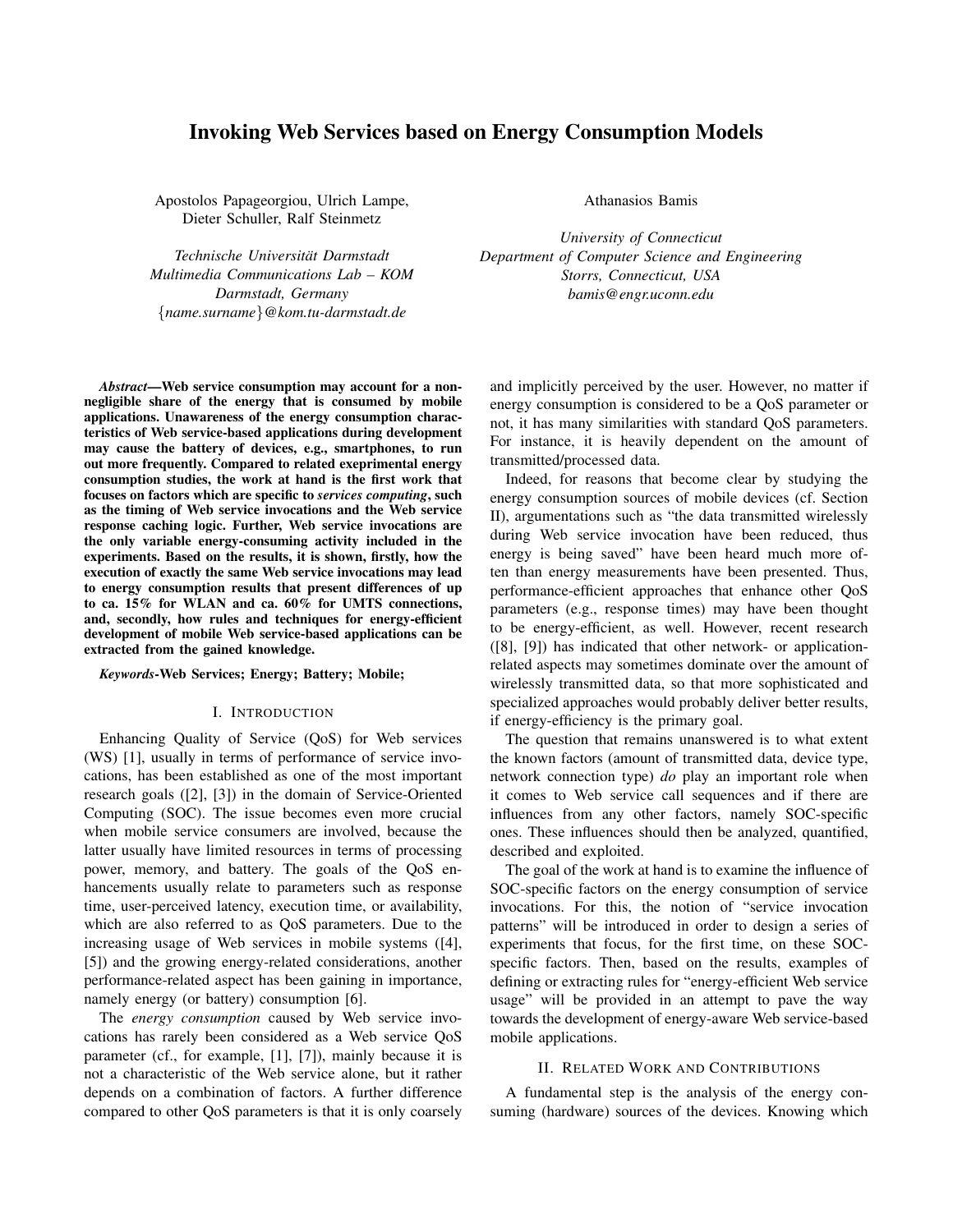# Invoking Web Services based on Energy Consumption Models

Apostolos Papageorgiou, Ulrich Lampe, Dieter Schuller, Ralf Steinmetz

*Technische Universität Darmstadt*
*Multimedia Communications Lab – KOM*
*Darmstadt, Germany*
*{name.surname}@kom.tu-darmstadt.de*

Athanasios Bamis

*University of Connecticut*
*Department of Computer Science and Engineering*
*Storrs, Connecticut, USA*
*bamis@engr.uconn.edu*

***Abstract*—Web service consumption may account for a non-negligible share of the energy that is consumed by mobile applications. Unawareness of the energy consumption characteristics of Web service-based applications during development may cause the battery of devices, e.g., smartphones, to run out more frequently. Compared to related exeprimental energy consumption studies, the work at hand is the first work that focuses on factors which are specific to *services computing*, such as the timing of Web service invocations and the Web service response caching logic. Further, Web service invocations are the only variable energy-consuming activity included in the experiments. Based on the results, it is shown, firstly, how the execution of exactly the same Web service invocations may lead to energy consumption results that present differences of up to ca. 15% for WLAN and ca. 60% for UMTS connections, and, secondly, how rules and techniques for energy-efficient development of mobile Web service-based applications can be extracted from the gained knowledge.**

***Keywords*-Web Services; Energy; Battery; Mobile;**

## I. Introduction

Enhancing Quality of Service (QoS) for Web services (WS) [1], usually in terms of performance of service invocations, has been established as one of the most important research goals ([2], [3]) in the domain of Service-Oriented Computing (SOC). The issue becomes even more crucial when mobile service consumers are involved, because the latter usually have limited resources in terms of processing power, memory, and battery. The goals of the QoS enhancements usually relate to parameters such as response time, user-perceived latency, execution time, or availability, which are also referred to as QoS parameters. Due to the increasing usage of Web services in mobile systems ([4], [5]) and the growing energy-related considerations, another performance-related aspect has been gaining in importance, namely energy (or battery) consumption [6].

The *energy consumption* caused by Web service invocations has rarely been considered as a Web service QoS parameter (cf., for example, [1], [7]), mainly because it is not a characteristic of the Web service alone, but it rather depends on a combination of factors. A further difference compared to other QoS parameters is that it is only coarsely and implicitly perceived by the user. However, no matter if energy consumption is considered to be a QoS parameter or not, it has many similarities with standard QoS parameters. For instance, it is heavily dependent on the amount of transmitted/processed data.

Indeed, for reasons that become clear by studying the energy consumption sources of mobile devices (cf. Section II), argumentations such as "the data transmitted wirelessly during Web service invocation have been reduced, thus energy is being saved" have been heard much more often than energy measurements have been presented. Thus, performance-efficient approaches that enhance other QoS parameters (e.g., response times) may have been thought to be energy-efficient, as well. However, recent research ([8], [9]) has indicated that other network- or application-related aspects may sometimes dominate over the amount of wirelessly transmitted data, so that more sophisticated and specialized approaches would probably deliver better results, if energy-efficiency is the primary goal.

The question that remains unanswered is to what extent the known factors (amount of transmitted data, device type, network connection type) *do* play an important role when it comes to Web service call sequences and if there are influences from any other factors, namely SOC-specific ones. These influences should then be analyzed, quantified, described and exploited.

The goal of the work at hand is to examine the influence of SOC-specific factors on the energy consumption of service invocations. For this, the notion of "service invocation patterns" will be introduced in order to design a series of experiments that focus, for the first time, on these SOC-specific factors. Then, based on the results, examples of defining or extracting rules for "energy-efficient Web service usage" will be provided in an attempt to pave the way towards the development of energy-aware Web service-based mobile applications.

## II. Related Work and Contributions

A fundamental step is the analysis of the energy consuming (hardware) sources of the devices. Knowing which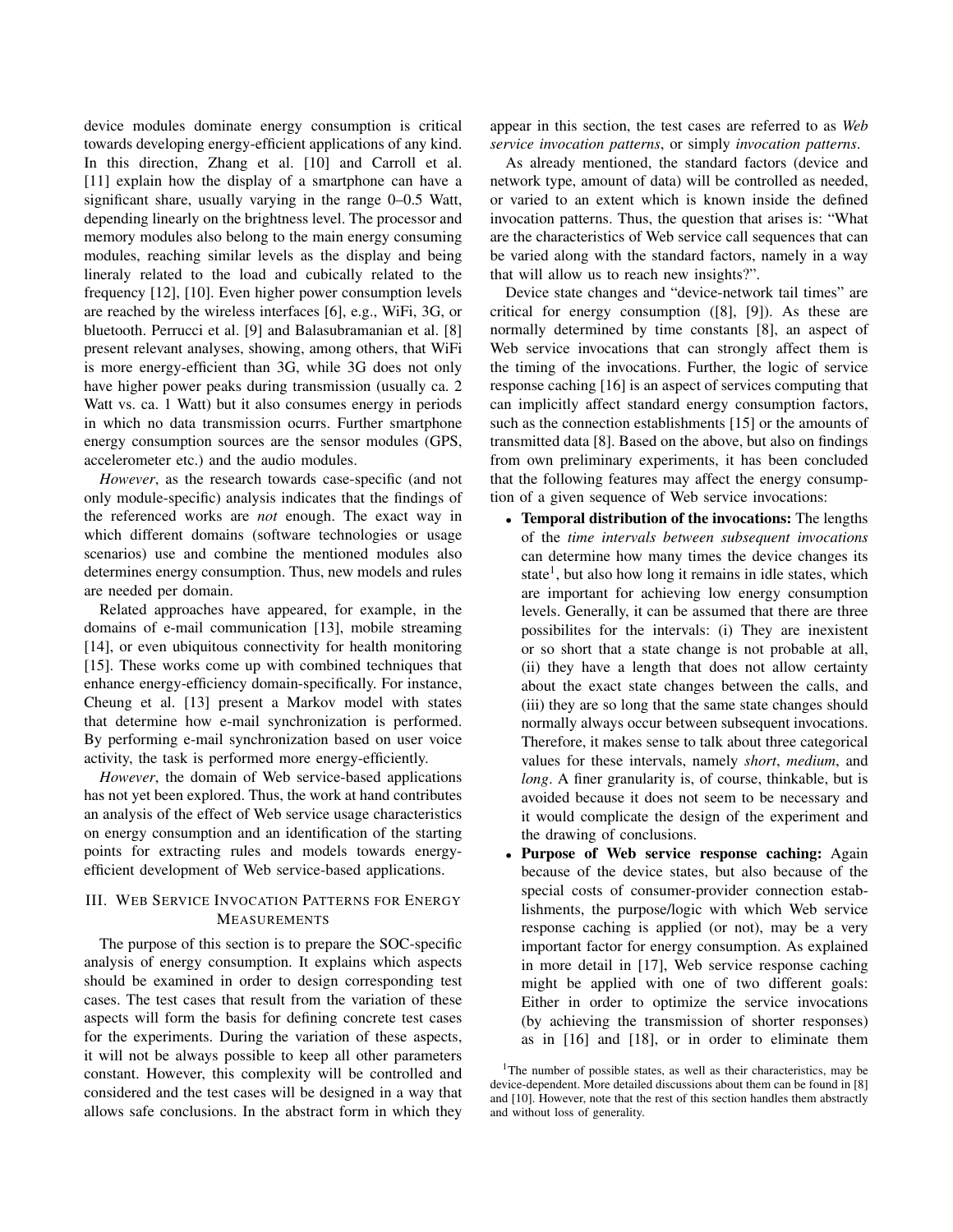device modules dominate energy consumption is critical towards developing energy-efficient applications of any kind. In this direction, Zhang et al. [10] and Carroll et al. [11] explain how the display of a smartphone can have a significant share, usually varying in the range 0–0.5 Watt, depending linearly on the brightness level. The processor and memory modules also belong to the main energy consuming modules, reaching similar levels as the display and being lineraly related to the load and cubically related to the frequency [12], [10]. Even higher power consumption levels are reached by the wireless interfaces [6], e.g., WiFi, 3G, or bluetooth. Perrucci et al. [9] and Balasubramanian et al. [8] present relevant analyses, showing, among others, that WiFi is more energy-efficient than 3G, while 3G does not only have higher power peaks during transmission (usually ca. 2 Watt vs. ca. 1 Watt) but it also consumes energy in periods in which no data transmission ocurrs. Further smartphone energy consumption sources are the sensor modules (GPS, accelerometer etc.) and the audio modules.

*However*, as the research towards case-specific (and not only module-specific) analysis indicates that the findings of the referenced works are *not* enough. The exact way in which different domains (software technologies or usage scenarios) use and combine the mentioned modules also determines energy consumption. Thus, new models and rules are needed per domain.

Related approaches have appeared, for example, in the domains of e-mail communication [13], mobile streaming [14], or even ubiquitous connectivity for health monitoring [15]. These works come up with combined techniques that enhance energy-efficiency domain-specifically. For instance, Cheung et al. [13] present a Markov model with states that determine how e-mail synchronization is performed. By performing e-mail synchronization based on user voice activity, the task is performed more energy-efficiently.

*However*, the domain of Web service-based applications has not yet been explored. Thus, the work at hand contributes an analysis of the effect of Web service usage characteristics on energy consumption and an identification of the starting points for extracting rules and models towards energy-efficient development of Web service-based applications.

## III. Web Service Invocation Patterns for Energy Measurements

The purpose of this section is to prepare the SOC-specific analysis of energy consumption. It explains which aspects should be examined in order to design corresponding test cases. The test cases that result from the variation of these aspects will form the basis for defining concrete test cases for the experiments. During the variation of these aspects, it will not be always possible to keep all other parameters constant. However, this complexity will be controlled and considered and the test cases will be designed in a way that allows safe conclusions. In the abstract form in which they appear in this section, the test cases are referred to as *Web service invocation patterns*, or simply *invocation patterns*.

As already mentioned, the standard factors (device and network type, amount of data) will be controlled as needed, or varied to an extent which is known inside the defined invocation patterns. Thus, the question that arises is: "What are the characteristics of Web service call sequences that can be varied along with the standard factors, namely in a way that will allow us to reach new insights?".

Device state changes and "device-network tail times" are critical for energy consumption ([8], [9]). As these are normally determined by time constants [8], an aspect of Web service invocations that can strongly affect them is the timing of the invocations. Further, the logic of service response caching [16] is an aspect of services computing that can implicitly affect standard energy consumption factors, such as the connection establishments [15] or the amounts of transmitted data [8]. Based on the above, but also on findings from own preliminary experiments, it has been concluded that the following features may affect the energy consumption of a given sequence of Web service invocations:

- **Temporal distribution of the invocations:** The lengths of the *time intervals between subsequent invocations* can determine how many times the device changes its state[1], but also how long it remains in idle states, which are important for achieving low energy consumption levels. Generally, it can be assumed that there are three possibilites for the intervals: (i) They are inexistent or so short that a state change is not probable at all, (ii) they have a length that does not allow certainty about the exact state changes between the calls, and (iii) they are so long that the same state changes should normally always occur between subsequent invocations. Therefore, it makes sense to talk about three categorical values for these intervals, namely *short*, *medium*, and *long*. A finer granularity is, of course, thinkable, but is avoided because it does not seem to be necessary and it would complicate the design of the experiment and the drawing of conclusions.
- **Purpose of Web service response caching:** Again because of the device states, but also because of the special costs of consumer-provider connection establishments, the purpose/logic with which Web service response caching is applied (or not), may be a very important factor for energy consumption. As explained in more detail in [17], Web service response caching might be applied with one of two different goals: Either in order to optimize the service invocations (by achieving the transmission of shorter responses) as in [16] and [18], or in order to eliminate them

[1] The number of possible states, as well as their characteristics, may be device-dependent. More detailed discussions about them can be found in [8] and [10]. However, note that the rest of this section handles them abstractly and without loss of generality.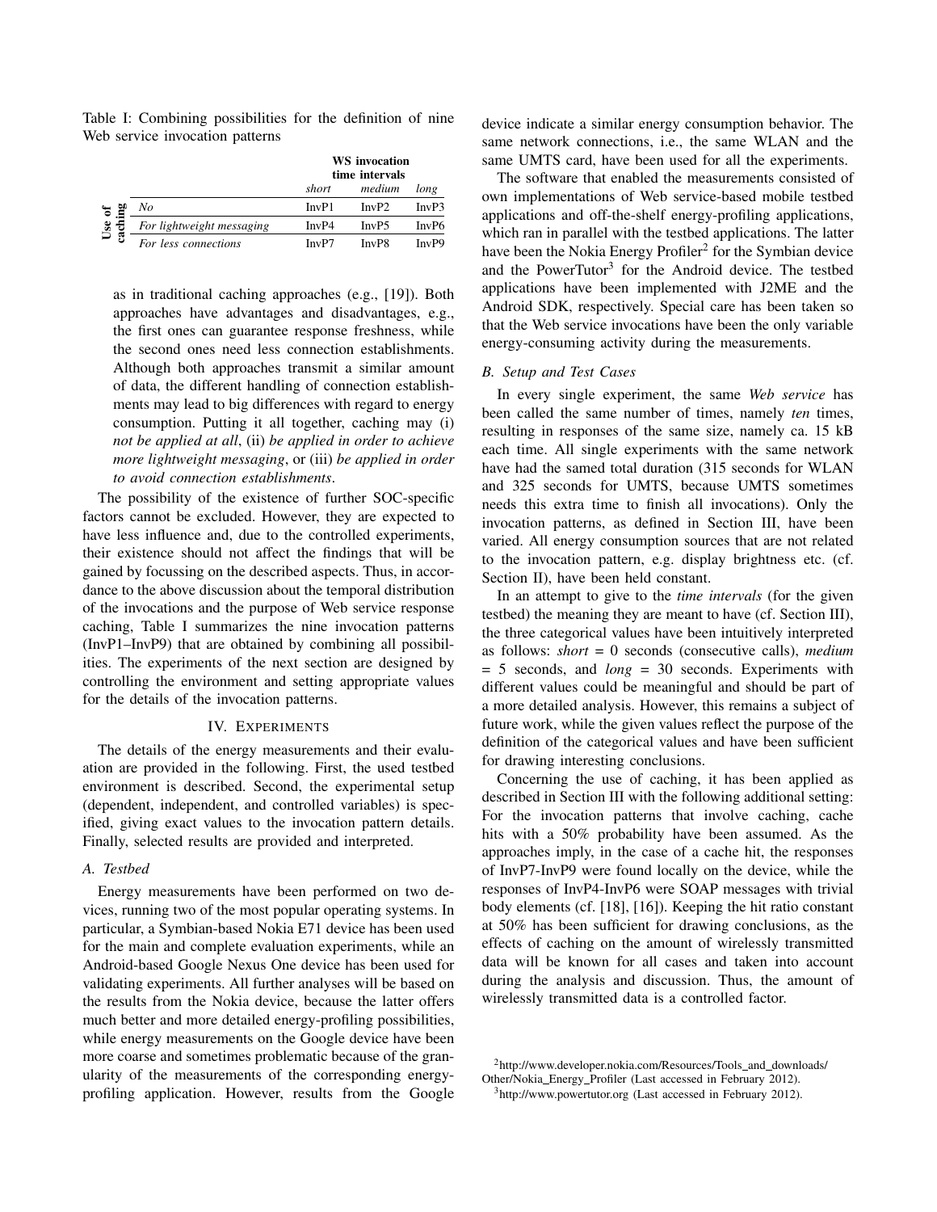Table I: Combining possibilities for the definition of nine Web service invocation patterns

| | | WS invocation time intervals | | |
|---|---|---|---|---|
| | | *short* | *medium* | *long* |
| Use of caching | *No* | InvP1 | InvP2 | InvP3 |
| | *For lightweight messaging* | InvP4 | InvP5 | InvP6 |
| | *For less connections* | InvP7 | InvP8 | InvP9 |

as in traditional caching approaches (e.g., [19]). Both approaches have advantages and disadvantages, e.g., the first ones can guarantee response freshness, while the second ones need less connection establishments. Although both approaches transmit a similar amount of data, the different handling of connection establishments may lead to big differences with regard to energy consumption. Putting it all together, caching may (i) *not be applied at all*, (ii) *be applied in order to achieve more lightweight messaging*, or (iii) *be applied in order to avoid connection establishments*.

The possibility of the existence of further SOC-specific factors cannot be excluded. However, they are expected to have less influence and, due to the controlled experiments, their existence should not affect the findings that will be gained by focussing on the described aspects. Thus, in accordance to the above discussion about the temporal distribution of the invocations and the purpose of Web service response caching, Table I summarizes the nine invocation patterns (InvP1–InvP9) that are obtained by combining all possibilities. The experiments of the next section are designed by controlling the environment and setting appropriate values for the details of the invocation patterns.

## IV. Experiments

The details of the energy measurements and their evaluation are provided in the following. First, the used testbed environment is described. Second, the experimental setup (dependent, independent, and controlled variables) is specified, giving exact values to the invocation pattern details. Finally, selected results are provided and interpreted.

### A. Testbed

Energy measurements have been performed on two devices, running two of the most popular operating systems. In particular, a Symbian-based Nokia E71 device has been used for the main and complete evaluation experiments, while an Android-based Google Nexus One device has been used for validating experiments. All further analyses will be based on the results from the Nokia device, because the latter offers much better and more detailed energy-profiling possibilities, while energy measurements on the Google device have been more coarse and sometimes problematic because of the granularity of the measurements of the corresponding energy-profiling application. However, results from the Google device indicate a similar energy consumption behavior. The same network connections, i.e., the same WLAN and the same UMTS card, have been used for all the experiments.

The software that enabled the measurements consisted of own implementations of Web service-based mobile testbed applications and off-the-shelf energy-profiling applications, which ran in parallel with the testbed applications. The latter have been the Nokia Energy Profiler[2] for the Symbian device and the PowerTutor[3] for the Android device. The testbed applications have been implemented with J2ME and the Android SDK, respectively. Special care has been taken so that the Web service invocations have been the only variable energy-consuming activity during the measurements.

### B. Setup and Test Cases

In every single experiment, the same *Web service* has been called the same number of times, namely *ten* times, resulting in responses of the same size, namely ca. 15 kB each time. All single experiments with the same network have had the samed total duration (315 seconds for WLAN and 325 seconds for UMTS, because UMTS sometimes needs this extra time to finish all invocations). Only the invocation patterns, as defined in Section III, have been varied. All energy consumption sources that are not related to the invocation pattern, e.g. display brightness etc. (cf. Section II), have been held constant.

In an attempt to give to the *time intervals* (for the given testbed) the meaning they are meant to have (cf. Section III), the three categorical values have been intuitively interpreted as follows: *short* = 0 seconds (consecutive calls), *medium* = 5 seconds, and *long* = 30 seconds. Experiments with different values could be meaningful and should be part of a more detailed analysis. However, this remains a subject of future work, while the given values reflect the purpose of the definition of the categorical values and have been sufficient for drawing interesting conclusions.

Concerning the use of caching, it has been applied as described in Section III with the following additional setting: For the invocation patterns that involve caching, cache hits with a 50% probability have been assumed. As the approaches imply, in the case of a cache hit, the responses of InvP7-InvP9 were found locally on the device, while the responses of InvP4-InvP6 were SOAP messages with trivial body elements (cf. [18], [16]). Keeping the hit ratio constant at 50% has been sufficient for drawing conclusions, as the effects of caching on the amount of wirelessly transmitted data will be known for all cases and taken into account during the analysis and discussion. Thus, the amount of wirelessly transmitted data is a controlled factor.

[2] http://www.developer.nokia.com/Resources/Tools_and_downloads/Other/Nokia_Energy_Profiler (Last accessed in February 2012).

[3] http://www.powertutor.org (Last accessed in February 2012).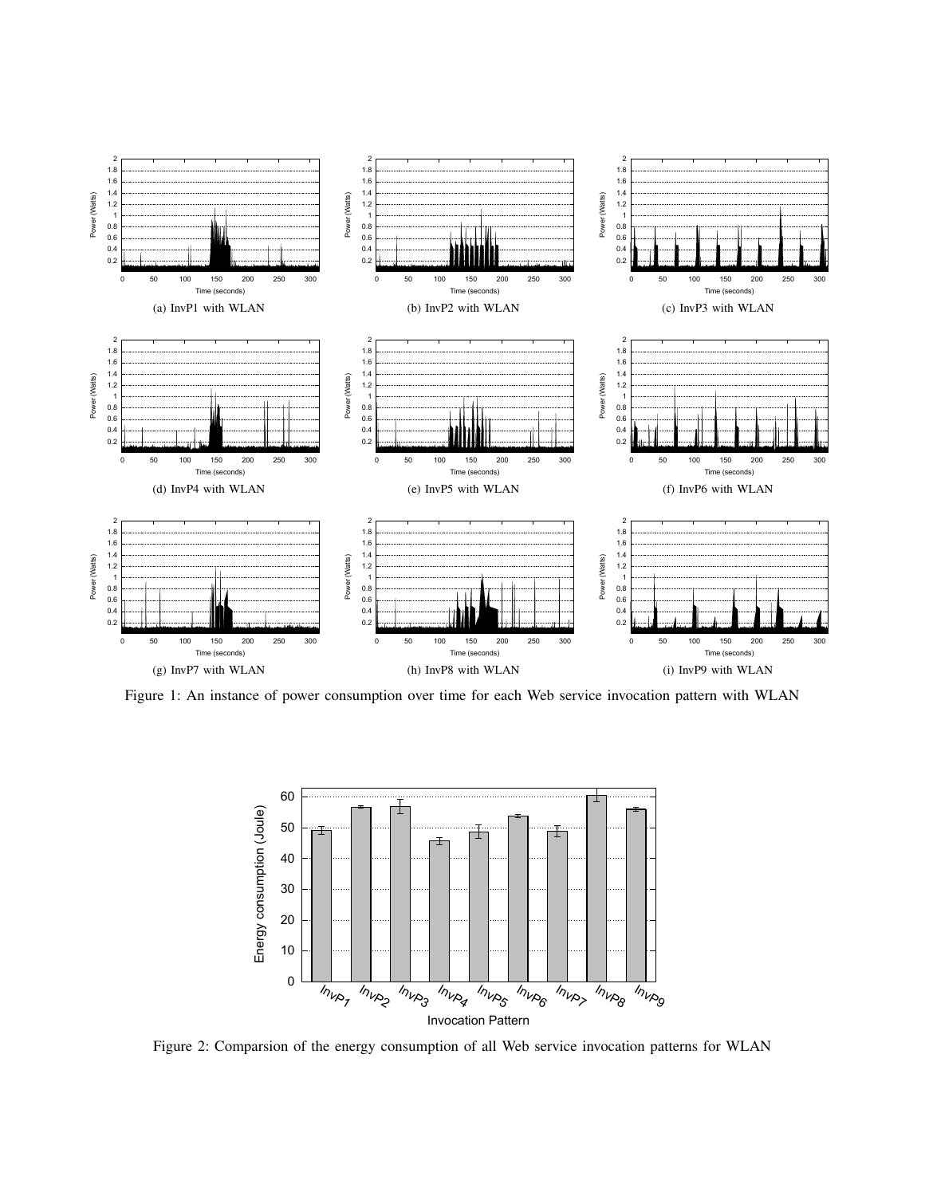(a) InvP1 with WLAN

(b) InvP2 with WLAN

(c) InvP3 with WLAN

(d) InvP4 with WLAN

(e) InvP5 with WLAN

(f) InvP6 with WLAN

(g) InvP7 with WLAN

(h) InvP8 with WLAN

(i) InvP9 with WLAN

Figure 1: An instance of power consumption over time for each Web service invocation pattern with WLAN

Figure 2: Comparsion of the energy consumption of all Web service invocation patterns for WLAN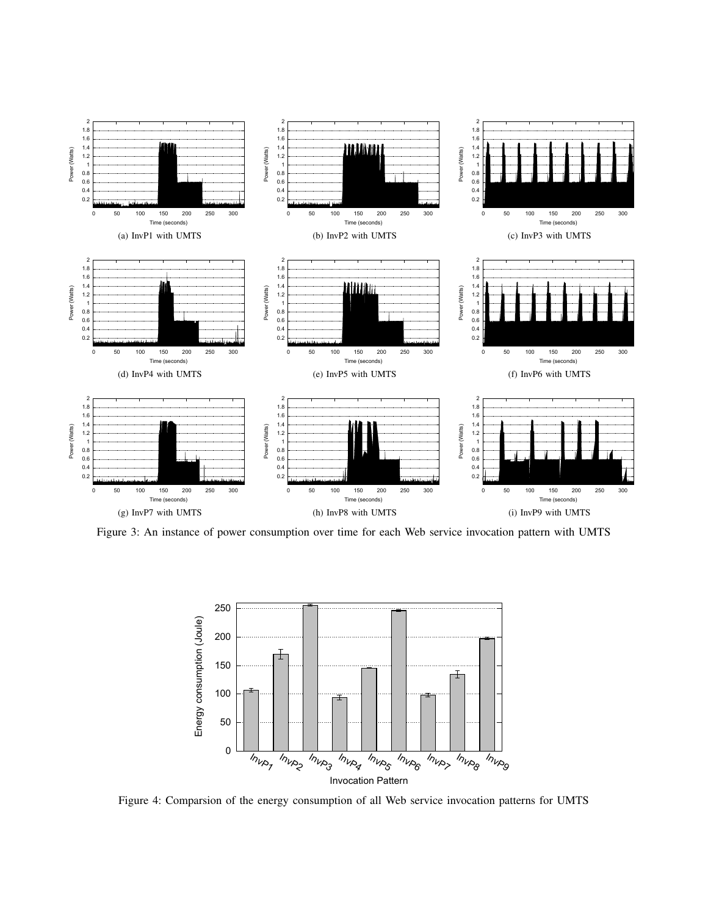(a) InvP1 with UMTS

(b) InvP2 with UMTS

(c) InvP3 with UMTS

(d) InvP4 with UMTS

(e) InvP5 with UMTS

(f) InvP6 with UMTS

(g) InvP7 with UMTS

(h) InvP8 with UMTS

(i) InvP9 with UMTS

Figure 3: An instance of power consumption over time for each Web service invocation pattern with UMTS

Figure 4: Comparsion of the energy consumption of all Web service invocation patterns for UMTS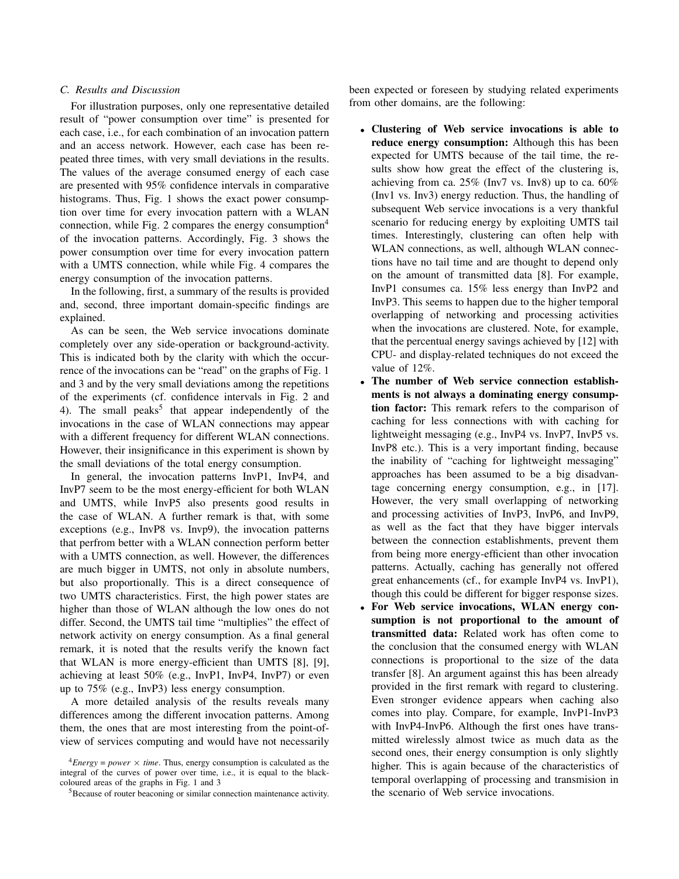### C. Results and Discussion

For illustration purposes, only one representative detailed result of "power consumption over time" is presented for each case, i.e., for each combination of an invocation pattern and an access network. However, each case has been repeated three times, with very small deviations in the results. The values of the average consumed energy of each case are presented with 95% confidence intervals in comparative histograms. Thus, Fig. 1 shows the exact power consumption over time for every invocation pattern with a WLAN connection, while Fig. 2 compares the energy consumption[4] of the invocation patterns. Accordingly, Fig. 3 shows the power consumption over time for every invocation pattern with a UMTS connection, while while Fig. 4 compares the energy consumption of the invocation patterns.

In the following, first, a summary of the results is provided and, second, three important domain-specific findings are explained.

As can be seen, the Web service invocations dominate completely over any side-operation or background-activity. This is indicated both by the clarity with which the occurrence of the invocations can be "read" on the graphs of Fig. 1 and 3 and by the very small deviations among the repetitions of the experiments (cf. confidence intervals in Fig. 2 and 4). The small peaks[5] that appear independently of the invocations in the case of WLAN connections may appear with a different frequency for different WLAN connections. However, their insignificance in this experiment is shown by the small deviations of the total energy consumption.

In general, the invocation patterns InvP1, InvP4, and InvP7 seem to be the most energy-efficient for both WLAN and UMTS, while InvP5 also presents good results in the case of WLAN. A further remark is that, with some exceptions (e.g., InvP8 vs. Invp9), the invocation patterns that perfrom better with a WLAN connection perform better with a UMTS connection, as well. However, the differences are much bigger in UMTS, not only in absolute numbers, but also proportionally. This is a direct consequence of two UMTS characteristics. First, the high power states are higher than those of WLAN although the low ones do not differ. Second, the UMTS tail time "multiplies" the effect of network activity on energy consumption. As a final general remark, it is noted that the results verify the known fact that WLAN is more energy-efficient than UMTS [8], [9], achieving at least 50% (e.g., InvP1, InvP4, InvP7) or even up to 75% (e.g., InvP3) less energy consumption.

A more detailed analysis of the results reveals many differences among the different invocation patterns. Among them, the ones that are most interesting from the point-of-view of services computing and would have not necessarily been expected or foreseen by studying related experiments from other domains, are the following:

- **Clustering of Web service invocations is able to reduce energy consumption:** Although this has been expected for UMTS because of the tail time, the results show how great the effect of the clustering is, achieving from ca. 25% (Inv7 vs. Inv8) up to ca. 60% (Inv1 vs. Inv3) energy reduction. Thus, the handling of subsequent Web service invocations is a very thankful scenario for reducing energy by exploiting UMTS tail times. Interestingly, clustering can often help with WLAN connections, as well, although WLAN connections have no tail time and are thought to depend only on the amount of transmitted data [8]. For example, InvP1 consumes ca. 15% less energy than InvP2 and InvP3. This seems to happen due to the higher temporal overlapping of networking and processing activities when the invocations are clustered. Note, for example, that the percentual energy savings achieved by [12] with CPU- and display-related techniques do not exceed the value of 12%.
- **The number of Web service connection establishments is not always a dominating energy consumption factor:** This remark refers to the comparison of caching for less connections with with caching for lightweight messaging (e.g., InvP4 vs. InvP7, InvP5 vs. InvP8 etc.). This is a very important finding, because the inability of "caching for lightweight messaging" approaches has been assumed to be a big disadvantage concerning energy consumption, e.g., in [17]. However, the very small overlapping of networking and processing activities of InvP3, InvP6, and InvP9, as well as the fact that they have bigger intervals between the connection establishments, prevent them from being more energy-efficient than other invocation patterns. Actually, caching has generally not offered great enhancements (cf., for example InvP4 vs. InvP1), though this could be different for bigger response sizes.
- **For Web service invocations, WLAN energy consumption is not proportional to the amount of transmitted data:** Related work has often come to the conclusion that the consumed energy with WLAN connections is proportional to the size of the data transfer [8]. An argument against this has been already provided in the first remark with regard to clustering. Even stronger evidence appears when caching also comes into play. Compare, for example, InvP1-InvP3 with InvP4-InvP6. Although the first ones have transmitted wirelessly almost twice as much data as the second ones, their energy consumption is only slightly higher. This is again because of the characteristics of temporal overlapping of processing and transmision in the scenario of Web service invocations.

---

[4] *Energy* = *power* $\times$ *time*. Thus, energy consumption is calculated as the integral of the curves of power over time, i.e., it is equal to the black-coloured areas of the graphs in Fig. 1 and 3

[5] Because of router beaconing or similar connection maintenance activity.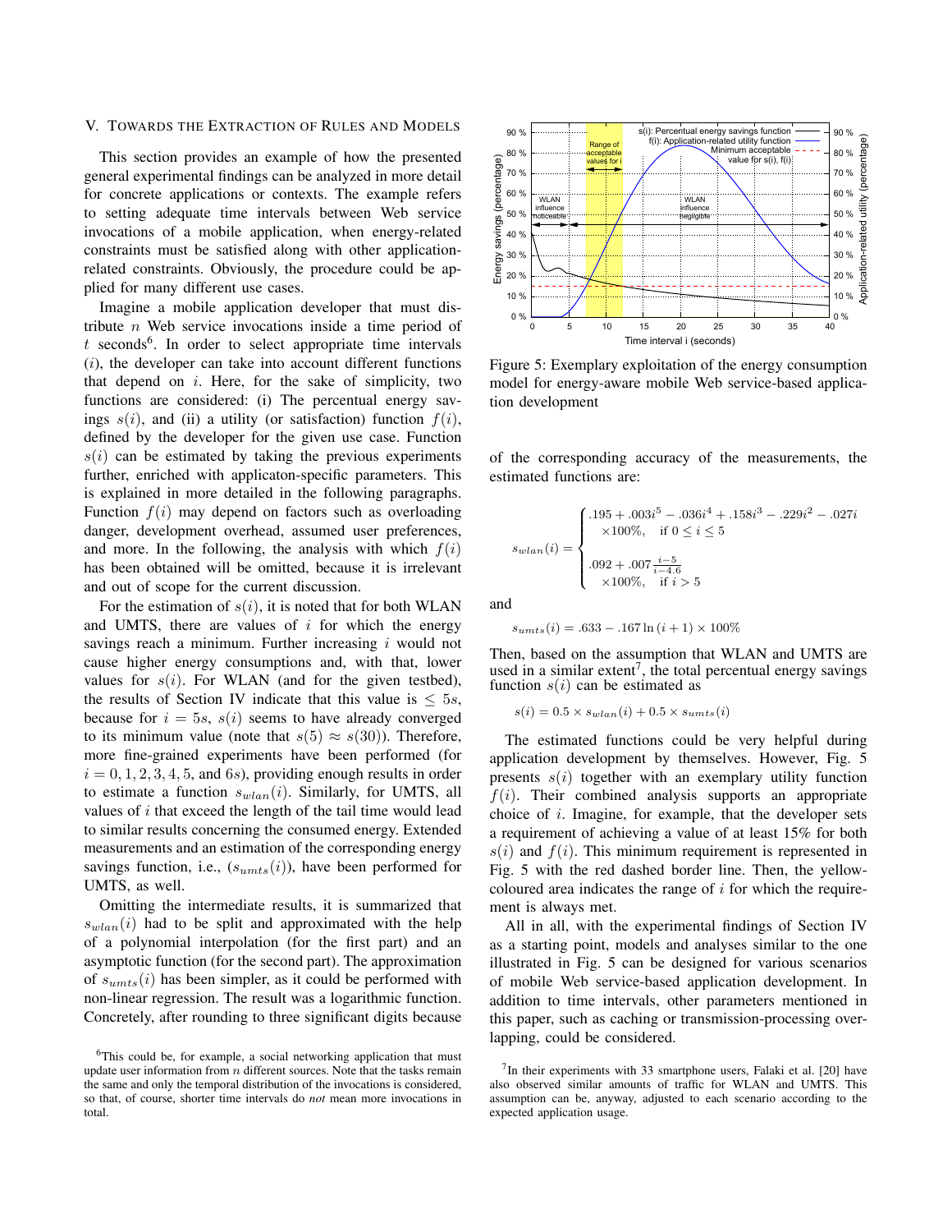## V. Towards the Extraction of Rules and Models

This section provides an example of how the presented general experimental findings can be analyzed in more detail for concrete applications or contexts. The example refers to setting adequate time intervals between Web service invocations of a mobile application, when energy-related constraints must be satisfied along with other application-related constraints. Obviously, the procedure could be applied for many different use cases.

Imagine a mobile application developer that must distribute $n$ Web service invocations inside a time period of $t$ seconds[6]. In order to select appropriate time intervals ($i$), the developer can take into account different functions that depend on $i$. Here, for the sake of simplicity, two functions are considered: (i) The percentual energy savings $s(i)$, and (ii) a utility (or satisfaction) function $f(i)$, defined by the developer for the given use case. Function $s(i)$ can be estimated by taking the previous experiments further, enriched with applicaton-specific parameters. This is explained in more detailed in the following paragraphs. Function $f(i)$ may depend on factors such as overloading danger, development overhead, assumed user preferences, and more. In the following, the analysis with which $f(i)$ has been obtained will be omitted, because it is irrelevant and out of scope for the current discussion.

For the estimation of $s(i)$, it is noted that for both WLAN and UMTS, there are values of $i$ for which the energy savings reach a minimum. Further increasing $i$ would not cause higher energy consumptions and, with that, lower values for $s(i)$. For WLAN (and for the given testbed), the results of Section IV indicate that this value is $\leq 5s$, because for $i = 5s$, $s(i)$ seems to have already converged to its minimum value (note that $s(5) \approx s(30)$). Therefore, more fine-grained experiments have been performed (for $i = 0, 1, 2, 3, 4, 5,$ and $6s$), providing enough results in order to estimate a function $s_{wlan}(i)$. Similarly, for UMTS, all values of $i$ that exceed the length of the tail time would lead to similar results concerning the consumed energy. Extended measurements and an estimation of the corresponding energy savings function, i.e., ($s_{umts}(i)$), have been performed for UMTS, as well.

Omitting the intermediate results, it is summarized that $s_{wlan}(i)$ had to be split and approximated with the help of a polynomial interpolation (for the first part) and an asymptotic function (for the second part). The approximation of $s_{umts}(i)$ has been simpler, as it could be performed with non-linear regression. The result was a logarithmic function. Concretely, after rounding to three significant digits because of the corresponding accuracy of the measurements, the estimated functions are:

$$
s_{wlan}(i) = \begin{cases} .195 + .003i^5 - .036i^4 + .158i^3 - .229i^2 - .027i \\ \quad \times 100\%, \quad \text{if } 0 \leq i \leq 5 \\ \\ .092 + .007\frac{i-5}{i-4.6} \\ \quad \times 100\%, \quad \text{if } i > 5 \end{cases}
$$

and

$$
s_{umts}(i) = .633 - .167 \ln(i+1) \times 100\%
$$

Then, based on the assumption that WLAN and UMTS are used in a similar extent[7], the total percentual energy savings function $s(i)$ can be estimated as

$$
s(i) = 0.5 \times s_{wlan}(i) + 0.5 \times s_{umts}(i)
$$

The estimated functions could be very helpful during application development by themselves. However, Fig. 5 presents $s(i)$ together with an exemplary utility function $f(i)$. Their combined analysis supports an appropriate choice of $i$. Imagine, for example, that the developer sets a requirement of achieving a value of at least 15% for both $s(i)$ and $f(i)$. This minimum requirement is represented in Fig. 5 with the red dashed border line. Then, the yellow-coloured area indicates the range of $i$ for which the requirement is always met.

All in all, with the experimental findings of Section IV as a starting point, models and analyses similar to the one illustrated in Fig. 5 can be designed for various scenarios of mobile Web service-based application development. In addition to time intervals, other parameters mentioned in this paper, such as caching or transmission-processing overlapping, could be considered.

Figure 5: Exemplary exploitation of the energy consumption model for energy-aware mobile Web service-based application development

[6] This could be, for example, a social networking application that must update user information from $n$ different sources. Note that the tasks remain the same and only the temporal distribution of the invocations is considered, so that, of course, shorter time intervals do *not* mean more invocations in total.

[7] In their experiments with 33 smartphone users, Falaki et al. [20] have also observed similar amounts of traffic for WLAN and UMTS. This assumption can be, anyway, adjusted to each scenario according to the expected application usage.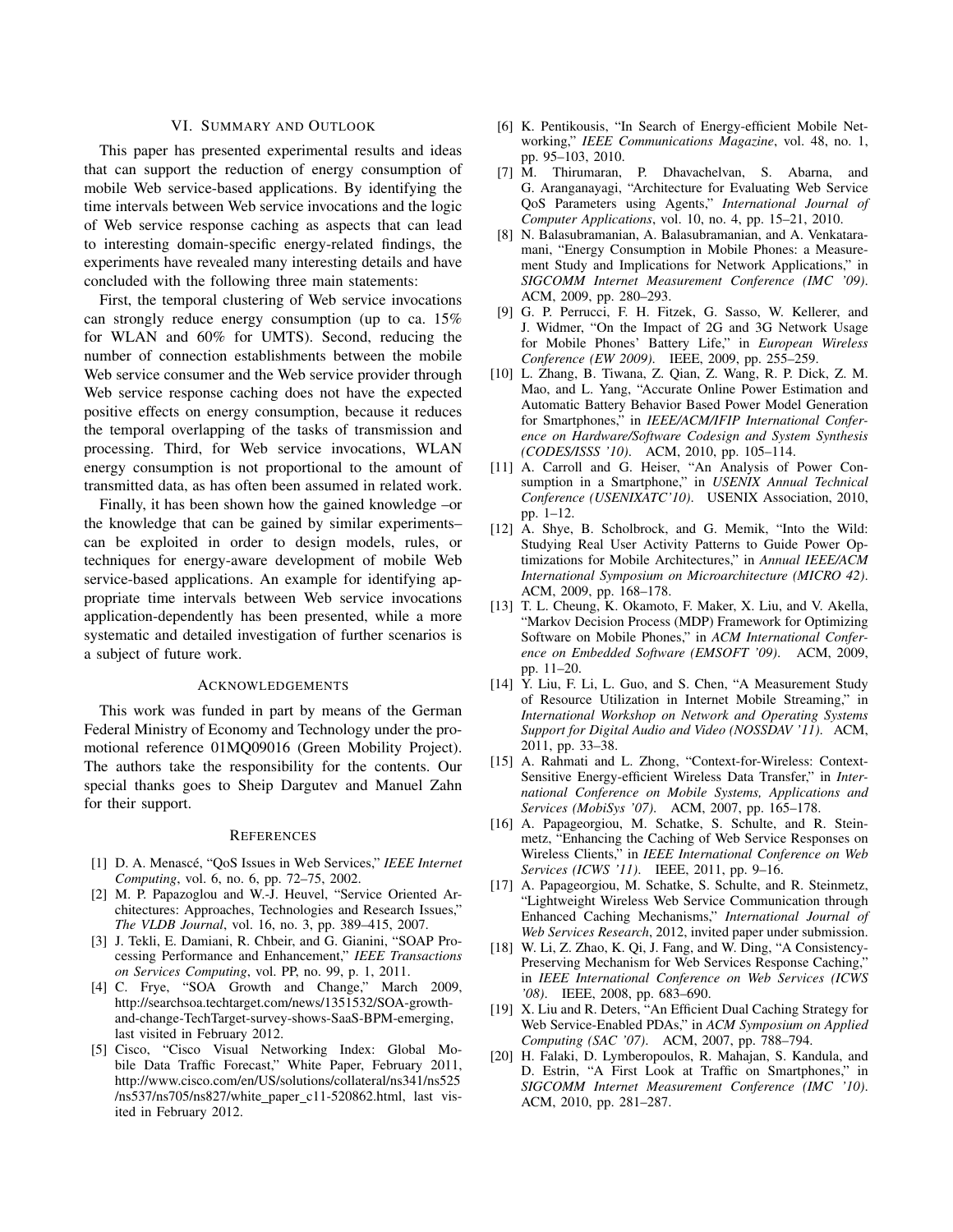## VI. Summary and Outlook

This paper has presented experimental results and ideas that can support the reduction of energy consumption of mobile Web service-based applications. By identifying the time intervals between Web service invocations and the logic of Web service response caching as aspects that can lead to interesting domain-specific energy-related findings, the experiments have revealed many interesting details and have concluded with the following three main statements:

First, the temporal clustering of Web service invocations can strongly reduce energy consumption (up to ca. 15% for WLAN and 60% for UMTS). Second, reducing the number of connection establishments between the mobile Web service consumer and the Web service provider through Web service response caching does not have the expected positive effects on energy consumption, because it reduces the temporal overlapping of the tasks of transmission and processing. Third, for Web service invocations, WLAN energy consumption is not proportional to the amount of transmitted data, as has often been assumed in related work.

Finally, it has been shown how the gained knowledge –or the knowledge that can be gained by similar experiments– can be exploited in order to design models, rules, or techniques for energy-aware development of mobile Web service-based applications. An example for identifying appropriate time intervals between Web service invocations application-dependently has been presented, while a more systematic and detailed investigation of further scenarios is a subject of future work.

## Acknowledgements

This work was funded in part by means of the German Federal Ministry of Economy and Technology under the promotional reference 01MQ09016 (Green Mobility Project). The authors take the responsibility for the contents. Our special thanks goes to Sheip Dargutev and Manuel Zahn for their support.

## References

[1] D. A. Menascé, "QoS Issues in Web Services," *IEEE Internet Computing*, vol. 6, no. 6, pp. 72–75, 2002.

[2] M. P. Papazoglou and W.-J. Heuvel, "Service Oriented Architectures: Approaches, Technologies and Research Issues," *The VLDB Journal*, vol. 16, no. 3, pp. 389–415, 2007.

[3] J. Tekli, E. Damiani, R. Chbeir, and G. Gianini, "SOAP Processing Performance and Enhancement," *IEEE Transactions on Services Computing*, vol. PP, no. 99, p. 1, 2011.

[4] C. Frye, "SOA Growth and Change," March 2009, http://searchsoa.techtarget.com/news/1351532/SOA-growth-and-change-TechTarget-survey-shows-SaaS-BPM-emerging, last visited in February 2012.

[5] Cisco, "Cisco Visual Networking Index: Global Mobile Data Traffic Forecast," White Paper, February 2011, http://www.cisco.com/en/US/solutions/collateral/ns341/ns525/ns537/ns705/ns827/white_paper_c11-520862.html, last visited in February 2012.

[6] K. Pentikousis, "In Search of Energy-efficient Mobile Networking," *IEEE Communications Magazine*, vol. 48, no. 1, pp. 95–103, 2010.

[7] M. Thirumaran, P. Dhavachelvan, S. Abarna, and G. Aranganayagi, "Architecture for Evaluating Web Service QoS Parameters using Agents," *International Journal of Computer Applications*, vol. 10, no. 4, pp. 15–21, 2010.

[8] N. Balasubramanian, A. Balasubramanian, and A. Venkataramani, "Energy Consumption in Mobile Phones: a Measurement Study and Implications for Network Applications," in *SIGCOMM Internet Measurement Conference (IMC '09)*. ACM, 2009, pp. 280–293.

[9] G. P. Perrucci, F. H. Fitzek, G. Sasso, W. Kellerer, and J. Widmer, "On the Impact of 2G and 3G Network Usage for Mobile Phones' Battery Life," in *European Wireless Conference (EW 2009)*. IEEE, 2009, pp. 255–259.

[10] L. Zhang, B. Tiwana, Z. Qian, Z. Wang, R. P. Dick, Z. M. Mao, and L. Yang, "Accurate Online Power Estimation and Automatic Battery Behavior Based Power Model Generation for Smartphones," in *IEEE/ACM/IFIP International Conference on Hardware/Software Codesign and System Synthesis (CODES/ISSS '10)*. ACM, 2010, pp. 105–114.

[11] A. Carroll and G. Heiser, "An Analysis of Power Consumption in a Smartphone," in *USENIX Annual Technical Conference (USENIXATC'10)*. USENIX Association, 2010, pp. 1–12.

[12] A. Shye, B. Scholbrock, and G. Memik, "Into the Wild: Studying Real User Activity Patterns to Guide Power Optimizations for Mobile Architectures," in *Annual IEEE/ACM International Symposium on Microarchitecture (MICRO 42)*. ACM, 2009, pp. 168–178.

[13] T. L. Cheung, K. Okamoto, F. Maker, X. Liu, and V. Akella, "Markov Decision Process (MDP) Framework for Optimizing Software on Mobile Phones," in *ACM International Conference on Embedded Software (EMSOFT '09)*. ACM, 2009, pp. 11–20.

[14] Y. Liu, F. Li, L. Guo, and S. Chen, "A Measurement Study of Resource Utilization in Internet Mobile Streaming," in *International Workshop on Network and Operating Systems Support for Digital Audio and Video (NOSSDAV '11)*. ACM, 2011, pp. 33–38.

[15] A. Rahmati and L. Zhong, "Context-for-Wireless: Context-Sensitive Energy-efficient Wireless Data Transfer," in *International Conference on Mobile Systems, Applications and Services (MobiSys '07)*. ACM, 2007, pp. 165–178.

[16] A. Papageorgiou, M. Schatke, S. Schulte, and R. Steinmetz, "Enhancing the Caching of Web Service Responses on Wireless Clients," in *IEEE International Conference on Web Services (ICWS '11)*. IEEE, 2011, pp. 9–16.

[17] A. Papageorgiou, M. Schatke, S. Schulte, and R. Steinmetz, "Lightweight Wireless Web Service Communication through Enhanced Caching Mechanisms," *International Journal of Web Services Research*, 2012, invited paper under submission.

[18] W. Li, Z. Zhao, K. Qi, J. Fang, and W. Ding, "A Consistency-Preserving Mechanism for Web Services Response Caching," in *IEEE International Conference on Web Services (ICWS '08)*. IEEE, 2008, pp. 683–690.

[19] X. Liu and R. Deters, "An Efficient Dual Caching Strategy for Web Service-Enabled PDAs," in *ACM Symposium on Applied Computing (SAC '07)*. ACM, 2007, pp. 788–794.

[20] H. Falaki, D. Lymberopoulos, R. Mahajan, S. Kandula, and D. Estrin, "A First Look at Traffic on Smartphones," in *SIGCOMM Internet Measurement Conference (IMC '10)*. ACM, 2010, pp. 281–287.